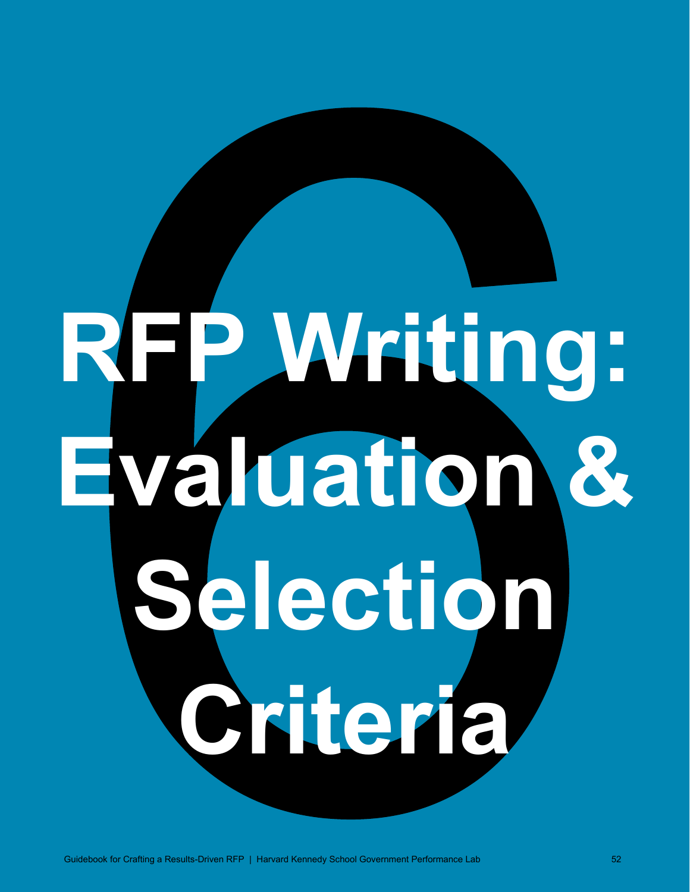# 6 RFP Writing: Evaluation & Selection Criteria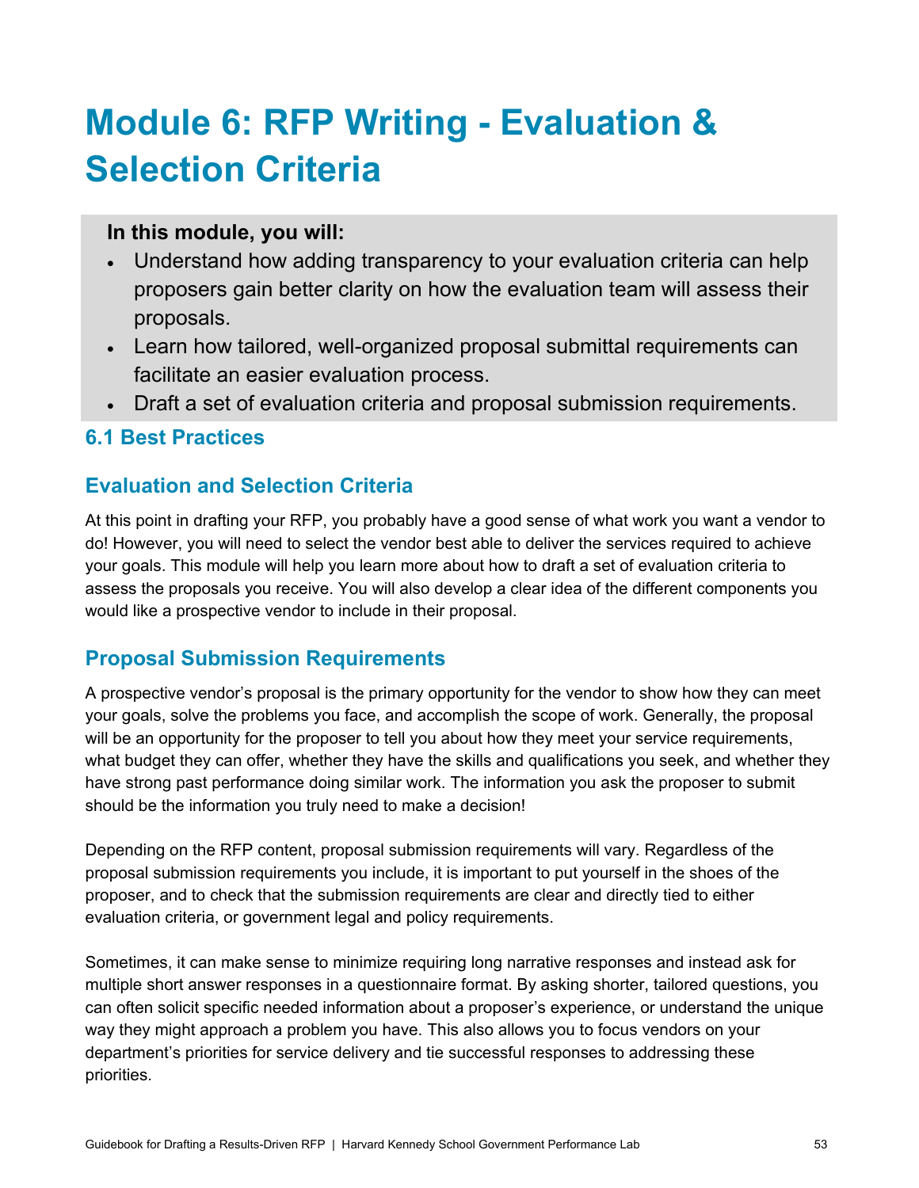# Module 6: RFP Writing - Evaluation & Selection Criteria

**In this module, you will:**

- Understand how adding transparency to your evaluation criteria can help proposers gain better clarity on how the evaluation team will assess their proposals.
- Learn how tailored, well-organized proposal submittal requirements can facilitate an easier evaluation process.
- Draft a set of evaluation criteria and proposal submission requirements.

### 6.1 Best Practices

## Evaluation and Selection Criteria

At this point in drafting your RFP, you probably have a good sense of what work you want a vendor to do! However, you will need to select the vendor best able to deliver the services required to achieve your goals. This module will help you learn more about how to draft a set of evaluation criteria to assess the proposals you receive. You will also develop a clear idea of the different components you would like a prospective vendor to include in their proposal.

## Proposal Submission Requirements

A prospective vendor's proposal is the primary opportunity for the vendor to show how they can meet your goals, solve the problems you face, and accomplish the scope of work. Generally, the proposal will be an opportunity for the proposer to tell you about how they meet your service requirements, what budget they can offer, whether they have the skills and qualifications you seek, and whether they have strong past performance doing similar work. The information you ask the proposer to submit should be the information you truly need to make a decision!

Depending on the RFP content, proposal submission requirements will vary. Regardless of the proposal submission requirements you include, it is important to put yourself in the shoes of the proposer, and to check that the submission requirements are clear and directly tied to either evaluation criteria, or government legal and policy requirements.

Sometimes, it can make sense to minimize requiring long narrative responses and instead ask for multiple short answer responses in a questionnaire format. By asking shorter, tailored questions, you can often solicit specific needed information about a proposer's experience, or understand the unique way they might approach a problem you have. This also allows you to focus vendors on your department's priorities for service delivery and tie successful responses to addressing these priorities.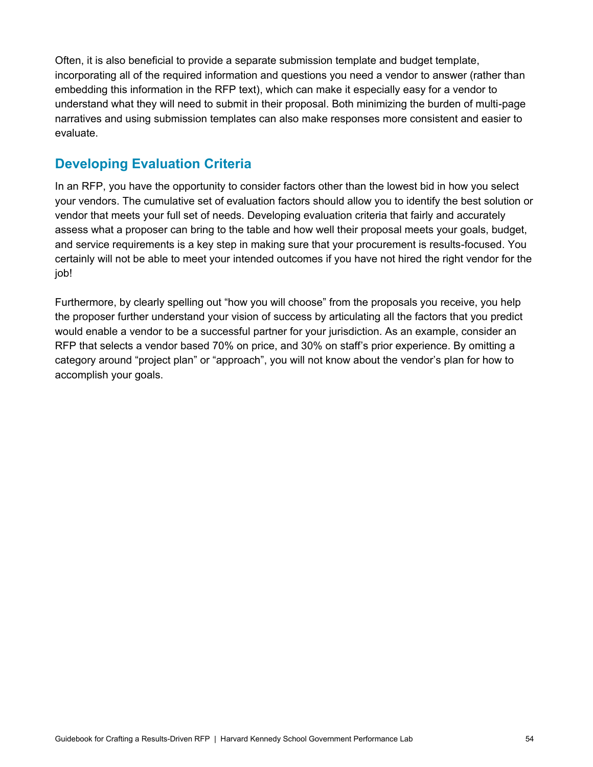Often, it is also beneficial to provide a separate submission template and budget template, incorporating all of the required information and questions you need a vendor to answer (rather than embedding this information in the RFP text), which can make it especially easy for a vendor to understand what they will need to submit in their proposal. Both minimizing the burden of multi-page narratives and using submission templates can also make responses more consistent and easier to evaluate.

## Developing Evaluation Criteria

In an RFP, you have the opportunity to consider factors other than the lowest bid in how you select your vendors. The cumulative set of evaluation factors should allow you to identify the best solution or vendor that meets your full set of needs. Developing evaluation criteria that fairly and accurately assess what a proposer can bring to the table and how well their proposal meets your goals, budget, and service requirements is a key step in making sure that your procurement is results-focused. You certainly will not be able to meet your intended outcomes if you have not hired the right vendor for the job!

Furthermore, by clearly spelling out "how you will choose" from the proposals you receive, you help the proposer further understand your vision of success by articulating all the factors that you predict would enable a vendor to be a successful partner for your jurisdiction. As an example, consider an RFP that selects a vendor based 70% on price, and 30% on staff's prior experience. By omitting a category around "project plan" or "approach", you will not know about the vendor's plan for how to accomplish your goals.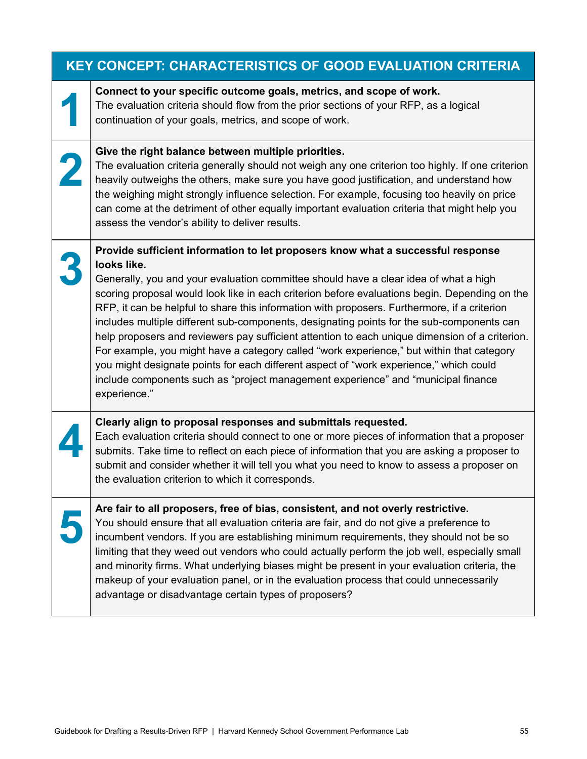## KEY CONCEPT: CHARACTERISTICS OF GOOD EVALUATION CRITERIA

| | |
|---|---|
| **1** | **Connect to your specific outcome goals, metrics, and scope of work.** The evaluation criteria should flow from the prior sections of your RFP, as a logical continuation of your goals, metrics, and scope of work. |
| **2** | **Give the right balance between multiple priorities.** The evaluation criteria generally should not weigh any one criterion too highly. If one criterion heavily outweighs the others, make sure you have good justification, and understand how the weighing might strongly influence selection. For example, focusing too heavily on price can come at the detriment of other equally important evaluation criteria that might help you assess the vendor's ability to deliver results. |
| **3** | **Provide sufficient information to let proposers know what a successful response looks like.** Generally, you and your evaluation committee should have a clear idea of what a high scoring proposal would look like in each criterion before evaluations begin. Depending on the RFP, it can be helpful to share this information with proposers. Furthermore, if a criterion includes multiple different sub-components, designating points for the sub-components can help proposers and reviewers pay sufficient attention to each unique dimension of a criterion. For example, you might have a category called "work experience," but within that category you might designate points for each different aspect of "work experience," which could include components such as "project management experience" and "municipal finance experience." |
| **4** | **Clearly align to proposal responses and submittals requested.** Each evaluation criteria should connect to one or more pieces of information that a proposer submits. Take time to reflect on each piece of information that you are asking a proposer to submit and consider whether it will tell you what you need to know to assess a proposer on the evaluation criterion to which it corresponds. |
| **5** | **Are fair to all proposers, free of bias, consistent, and not overly restrictive.** You should ensure that all evaluation criteria are fair, and do not give a preference to incumbent vendors. If you are establishing minimum requirements, they should not be so limiting that they weed out vendors who could actually perform the job well, especially small and minority firms. What underlying biases might be present in your evaluation criteria, the makeup of your evaluation panel, or in the evaluation process that could unnecessarily advantage or disadvantage certain types of proposers? |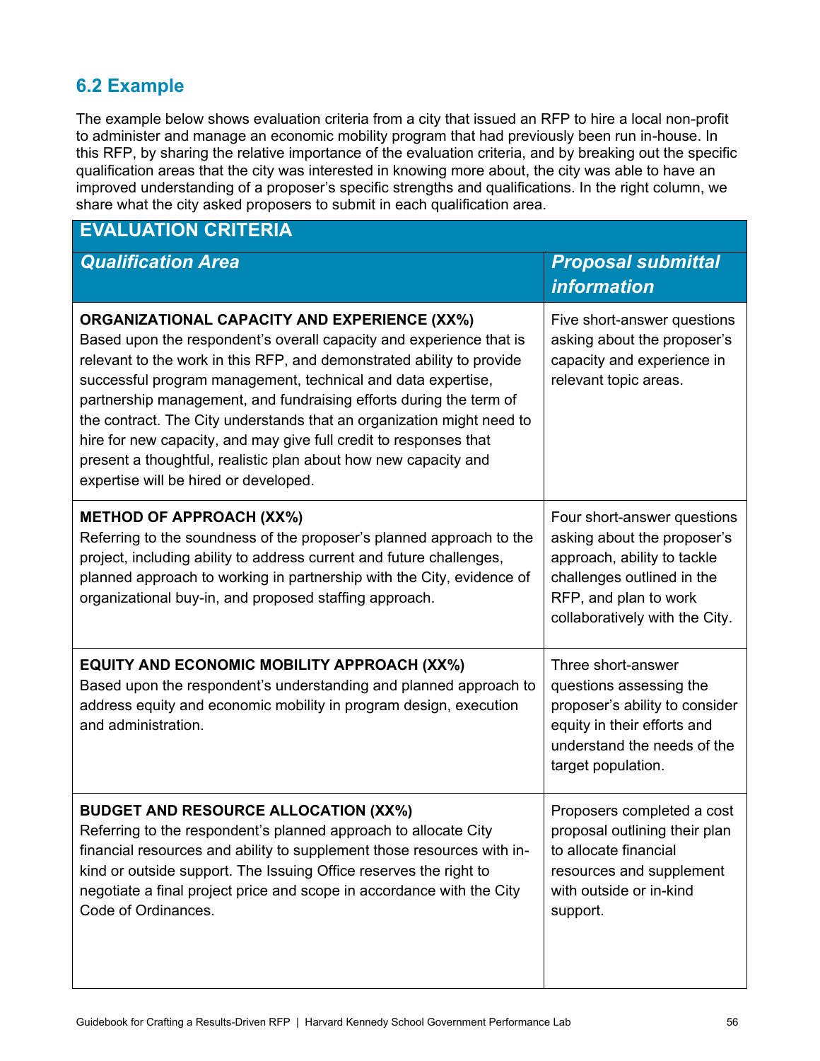## 6.2 Example

The example below shows evaluation criteria from a city that issued an RFP to hire a local non-profit to administer and manage an economic mobility program that had previously been run in-house. In this RFP, by sharing the relative importance of the evaluation criteria, and by breaking out the specific qualification areas that the city was interested in knowing more about, the city was able to have an improved understanding of a proposer's specific strengths and qualifications. In the right column, we share what the city asked proposers to submit in each qualification area.

| EVALUATION CRITERIA | |
|---|---|
| ***Qualification Area*** | ***Proposal submittal information*** |
| **ORGANIZATIONAL CAPACITY AND EXPERIENCE (XX%)** Based upon the respondent's overall capacity and experience that is relevant to the work in this RFP, and demonstrated ability to provide successful program management, technical and data expertise, partnership management, and fundraising efforts during the term of the contract. The City understands that an organization might need to hire for new capacity, and may give full credit to responses that present a thoughtful, realistic plan about how new capacity and expertise will be hired or developed. | Five short-answer questions asking about the proposer's capacity and experience in relevant topic areas. |
| **METHOD OF APPROACH (XX%)** Referring to the soundness of the proposer's planned approach to the project, including ability to address current and future challenges, planned approach to working in partnership with the City, evidence of organizational buy-in, and proposed staffing approach. | Four short-answer questions asking about the proposer's approach, ability to tackle challenges outlined in the RFP, and plan to work collaboratively with the City. |
| **EQUITY AND ECONOMIC MOBILITY APPROACH (XX%)** Based upon the respondent's understanding and planned approach to address equity and economic mobility in program design, execution and administration. | Three short-answer questions assessing the proposer's ability to consider equity in their efforts and understand the needs of the target population. |
| **BUDGET AND RESOURCE ALLOCATION (XX%)** Referring to the respondent's planned approach to allocate City financial resources and ability to supplement those resources with in-kind or outside support. The Issuing Office reserves the right to negotiate a final project price and scope in accordance with the City Code of Ordinances. | Proposers completed a cost proposal outlining their plan to allocate financial resources and supplement with outside or in-kind support. |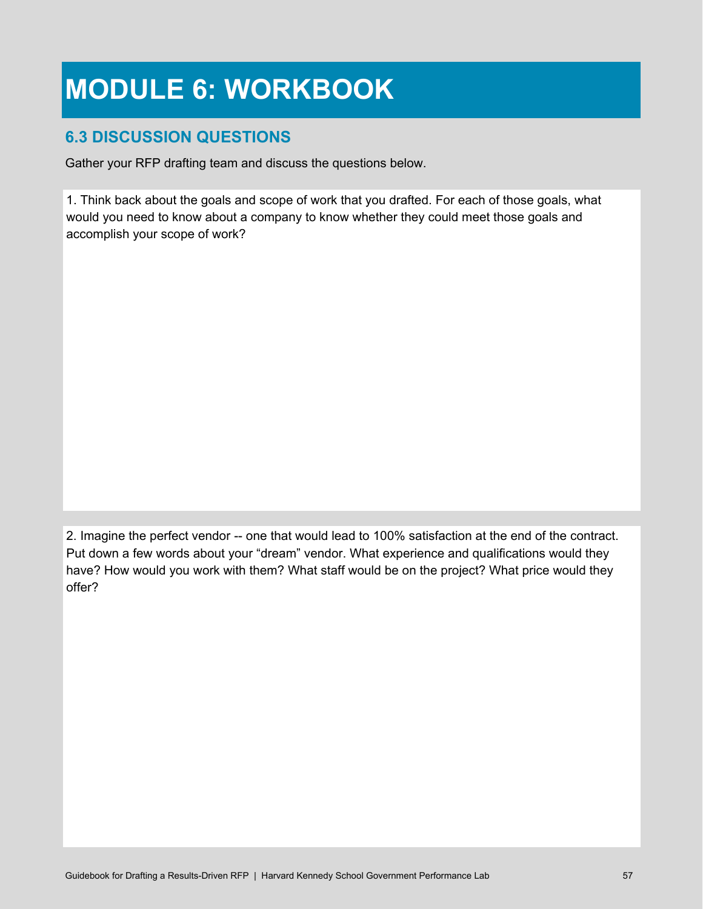# MODULE 6: WORKBOOK

## 6.3 DISCUSSION QUESTIONS

Gather your RFP drafting team and discuss the questions below.

1. Think back about the goals and scope of work that you drafted. For each of those goals, what would you need to know about a company to know whether they could meet those goals and accomplish your scope of work?

2. Imagine the perfect vendor -- one that would lead to 100% satisfaction at the end of the contract. Put down a few words about your "dream" vendor. What experience and qualifications would they have? How would you work with them? What staff would be on the project? What price would they offer?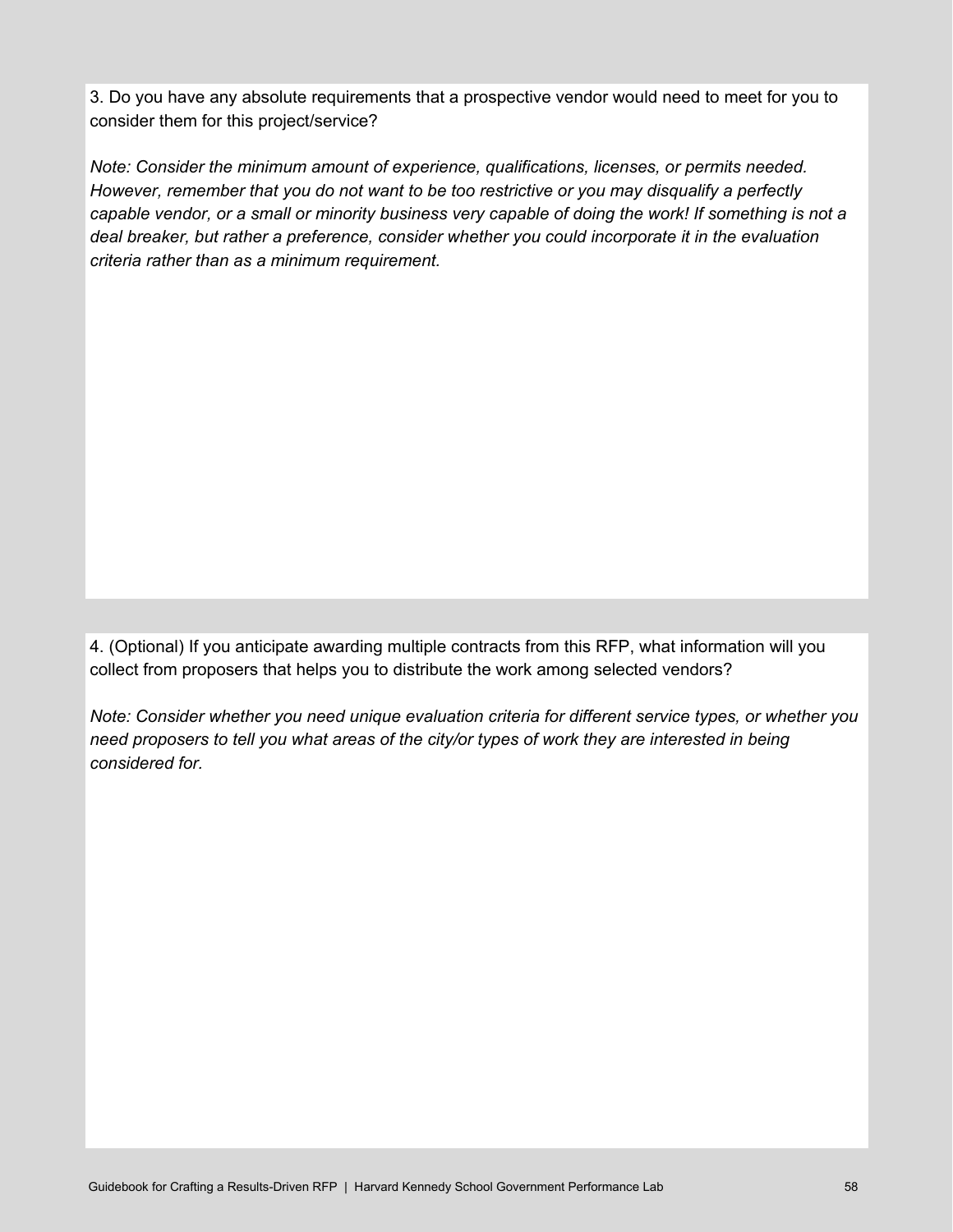3. Do you have any absolute requirements that a prospective vendor would need to meet for you to consider them for this project/service?

*Note: Consider the minimum amount of experience, qualifications, licenses, or permits needed. However, remember that you do not want to be too restrictive or you may disqualify a perfectly capable vendor, or a small or minority business very capable of doing the work! If something is not a deal breaker, but rather a preference, consider whether you could incorporate it in the evaluation criteria rather than as a minimum requirement.*

4. (Optional) If you anticipate awarding multiple contracts from this RFP, what information will you collect from proposers that helps you to distribute the work among selected vendors?

*Note: Consider whether you need unique evaluation criteria for different service types, or whether you need proposers to tell you what areas of the city/or types of work they are interested in being considered for.*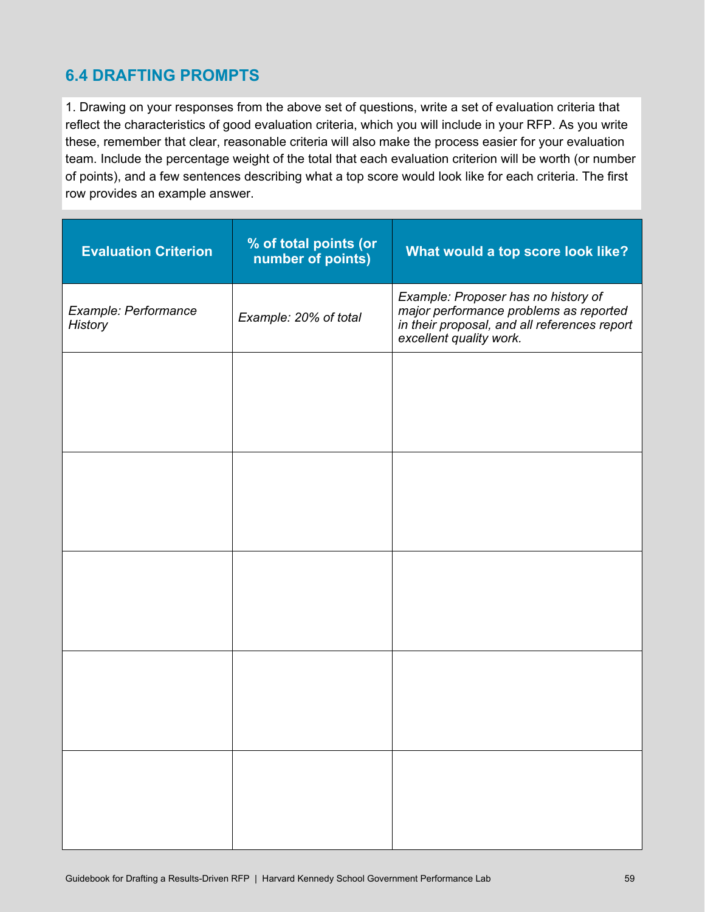## 6.4 DRAFTING PROMPTS

1. Drawing on your responses from the above set of questions, write a set of evaluation criteria that reflect the characteristics of good evaluation criteria, which you will include in your RFP. As you write these, remember that clear, reasonable criteria will also make the process easier for your evaluation team. Include the percentage weight of the total that each evaluation criterion will be worth (or number of points), and a few sentences describing what a top score would look like for each criteria. The first row provides an example answer.

| Evaluation Criterion | % of total points (or number of points) | What would a top score look like? |
| --- | --- | --- |
| *Example: Performance History* | *Example: 20% of total* | *Example: Proposer has no history of major performance problems as reported in their proposal, and all references report excellent quality work.* |
| | | |
| | | |
| | | |
| | | |
| | | |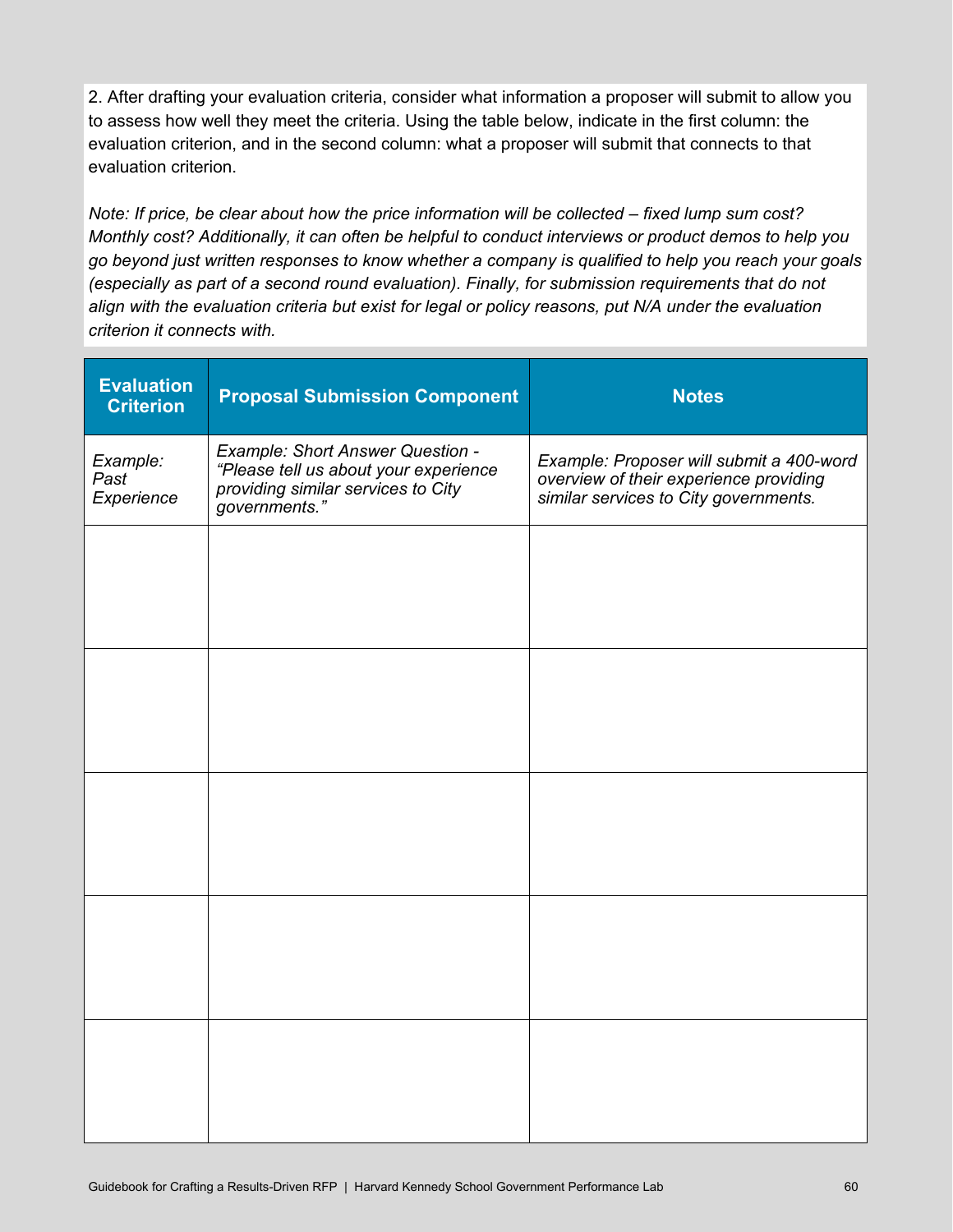2. After drafting your evaluation criteria, consider what information a proposer will submit to allow you to assess how well they meet the criteria. Using the table below, indicate in the first column: the evaluation criterion, and in the second column: what a proposer will submit that connects to that evaluation criterion.

*Note: If price, be clear about how the price information will be collected – fixed lump sum cost? Monthly cost? Additionally, it can often be helpful to conduct interviews or product demos to help you go beyond just written responses to know whether a company is qualified to help you reach your goals (especially as part of a second round evaluation). Finally, for submission requirements that do not align with the evaluation criteria but exist for legal or policy reasons, put N/A under the evaluation criterion it connects with.*

| Evaluation Criterion | Proposal Submission Component | Notes |
|---|---|---|
| *Example: Past Experience* | *Example: Short Answer Question - "Please tell us about your experience providing similar services to City governments."* | *Example: Proposer will submit a 400-word overview of their experience providing similar services to City governments.* |
| | | |
| | | |
| | | |
| | | |
| | | |